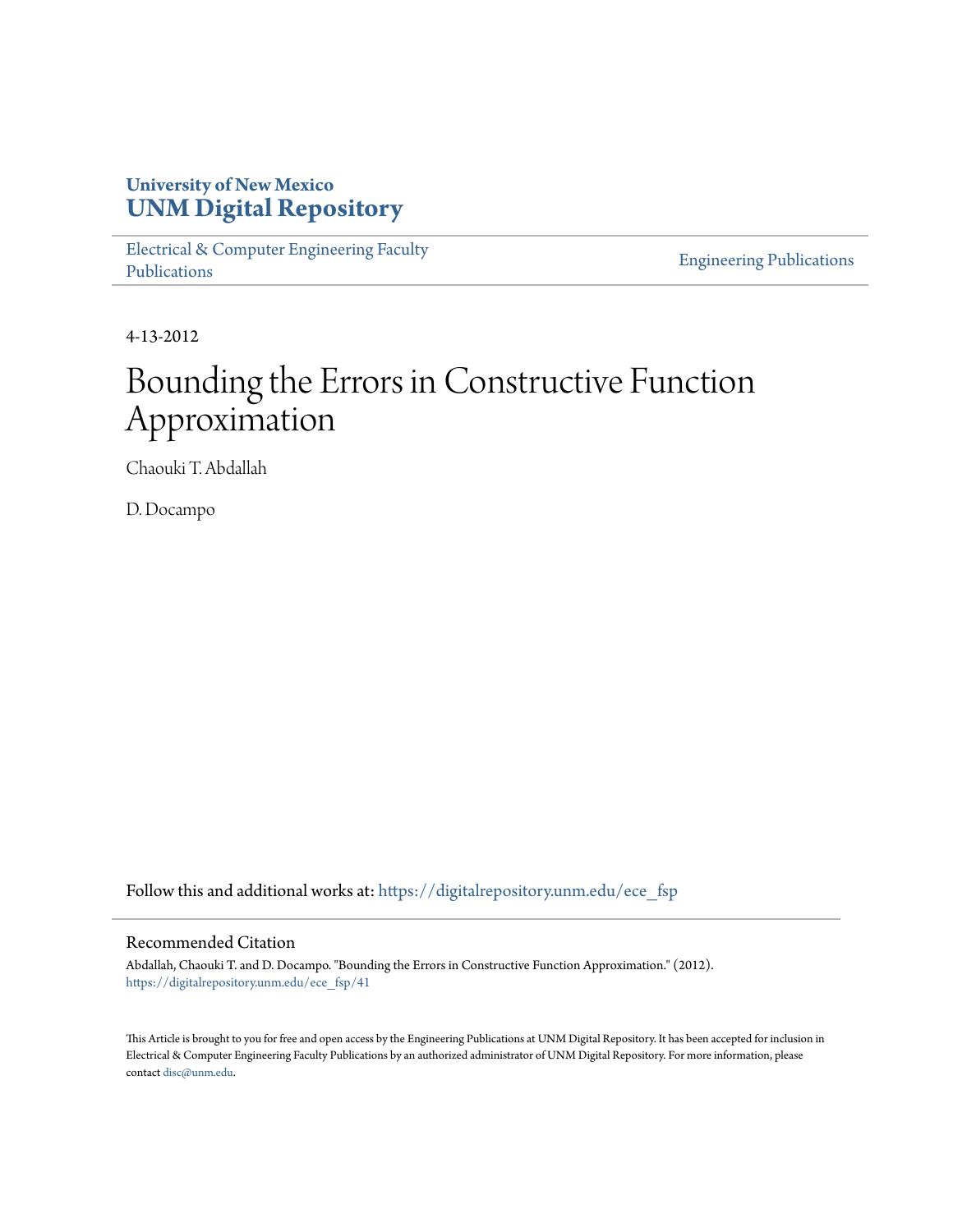University of New Mexico
**UNM Digital Repository**

Electrical & Computer Engineering Faculty Publications

Engineering Publications

4-13-2012

# Bounding the Errors in Constructive Function Approximation

Chaouki T. Abdallah

D. Docampo

Follow this and additional works at: https://digitalrepository.unm.edu/ece_fsp

## Recommended Citation

Abdallah, Chaouki T. and D. Docampo. "Bounding the Errors in Constructive Function Approximation." (2012). https://digitalrepository.unm.edu/ece_fsp/41

This Article is brought to you for free and open access by the Engineering Publications at UNM Digital Repository. It has been accepted for inclusion in Electrical & Computer Engineering Faculty Publications by an authorized administrator of UNM Digital Repository. For more information, please contact disc@unm.edu.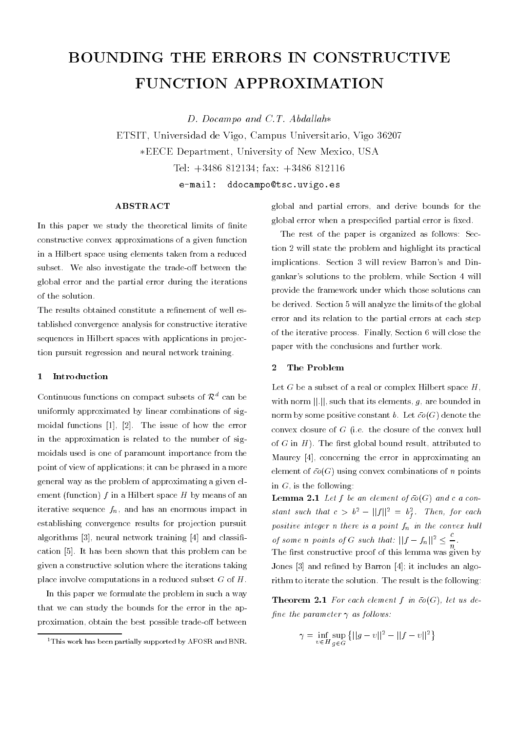# BOUNDING THE ERRORS IN CONSTRUCTIVE FUNCTION APPROXIMATION

*D. Docampo and C.T. Abdallah∗*

ETSIT, Universidad de Vigo, Campus Universitario, Vigo 36207

∗EECE Department, University of New Mexico, USA

Tel: +3486 812134; fax: +3486 812116

e-mail: ddocampo@tsc.uvigo.es

## ABSTRACT

In this paper we study the theoretical limits of finite constructive convex approximations of a given function in a Hilbert space using elements taken from a reduced subset. We also investigate the trade-off between the global error and the partial error during the iterations of the solution.

The results obtained constitute a refinement of well established convergence analysis for constructive iterative sequences in Hilbert spaces with applications in projection pursuit regression and neural network training.

## 1 Introduction

Continuous functions on compact subsets of $\mathcal{R}^d$ can be uniformly approximated by linear combinations of sigmoidal functions [1], [2]. The issue of how the error in the approximation is related to the number of sigmoidals used is one of paramount importance from the point of view of applications; it can be phrased in a more general way as the problem of approximating a given element (function) $f$ in a Hilbert space $H$ by means of an iterative sequence $f_n$, and has an enormous impact in establishing convergence results for projection pursuit algorithms [3], neural network training [4] and classification [5]. It has been shown that this problem can be given a constructive solution where the iterations taking place involve computations in a reduced subset $G$ of $H$.

In this paper we formulate the problem in such a way that we can study the bounds for the error in the approximation, obtain the best possible trade-off between global and partial errors, and derive bounds for the global error when a prespecified partial error is fixed.

The rest of the paper is organized as follows: Section 2 will state the problem and highlight its practical implications. Section 3 will review Barron's and Dingankar's solutions to the problem, while Section 4 will provide the framework under which those solutions can be derived. Section 5 will analyze the limits of the global error and its relation to the partial errors at each step of the iterative process. Finally, Section 6 will close the paper with the conclusions and further work.

## 2 The Problem

Let $G$ be a subset of a real or complex Hilbert space $H$, with norm $||.||$, such that its elements, $g$, are bounded in norm by some positive constant $b$. Let $\bar{co}(G)$ denote the convex closure of $G$ (i.e. the closure of the convex hull of $G$ in $H$). The first global bound result, attributed to Maurey [4], concerning the error in approximating an element of $\bar{co}(G)$ using convex combinations of $n$ points in $G$, is the following:

**Lemma 2.1** *Let $f$ be an element of $\bar{co}(G)$ and $c$ a constant such that $c > b^2 - ||f||^2 = b_f^2$. Then, for each positive integer $n$ there is a point $f_n$ in the convex hull of some $n$ points of $G$ such that: $||f - f_n||^2 \leq \dfrac{c}{n}$.*

The first constructive proof of this lemma was given by Jones [3] and refined by Barron [4]; it includes an algorithm to iterate the solution. The result is the following:

**Theorem 2.1** *For each element $f$ in $\bar{co}(G)$, let us define the parameter $\gamma$ as follows:*

$$\gamma = \inf_{v \in H} \sup_{g \in G} \left\{ ||g - v||^2 - ||f - v||^2 \right\}$$

[1] This work has been partially supported by AFOSR and BNR.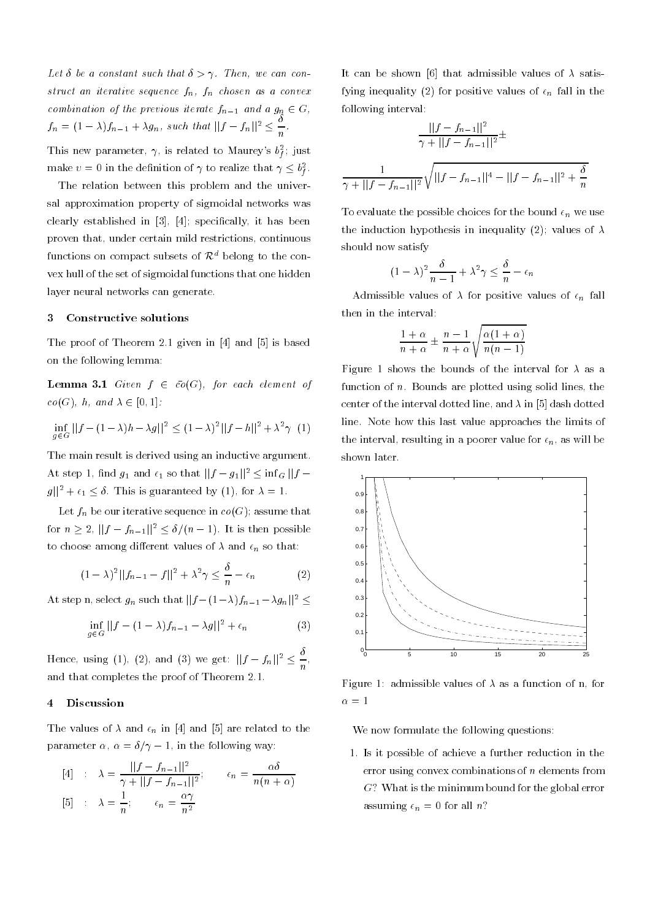*Let $\delta$ be a constant such that $\delta > \gamma$. Then, we can construct an iterative sequence $f_n$, $f_n$ chosen as a convex combination of the previous iterate $f_{n-1}$ and a $g_n \in G$, $f_n = (1-\lambda)f_{n-1} + \lambda g_n$, such that $||f - f_n||^2 \leq \dfrac{\delta}{n}$.*

This new parameter, $\gamma$, is related to Maurey's $b_f^2$; just make $v = 0$ in the definition of $\gamma$ to realize that $\gamma \leq b_f^2$.

The relation between this problem and the universal approximation property of sigmoidal networks was clearly established in [3], [4]; specifically, it has been proven that, under certain mild restrictions, continuous functions on compact subsets of $\mathcal{R}^d$ belong to the convex hull of the set of sigmoidal functions that one hidden layer neural networks can generate.

## 3 Constructive solutions

The proof of Theorem 2.1 given in [4] and [5] is based on the following lemma:

**Lemma 3.1** *Given $f \in \bar{co}(G)$, for each element of $co(G)$, $h$, and $\lambda \in [0,1]$:*

$$\inf_{g \in G} ||f - (1-\lambda)h - \lambda g||^2 \leq (1-\lambda)^2 ||f - h||^2 + \lambda^2 \gamma \quad (1)$$

The main result is derived using an inductive argument. At step 1, find $g_1$ and $\epsilon_1$ so that $||f - g_1||^2 \leq \inf_G ||f - g||^2 + \epsilon_1 \leq \delta$. This is guaranteed by (1), for $\lambda = 1$.

Let $f_n$ be our iterative sequence in $co(G)$; assume that for $n \geq 2$, $||f - f_{n-1}||^2 \leq \delta/(n-1)$. It is then possible to choose among different values of $\lambda$ and $\epsilon_n$ so that:

$$(1-\lambda)^2 ||f_{n-1} - f||^2 + \lambda^2 \gamma \leq \frac{\delta}{n} - \epsilon_n \quad (2)$$

At step n, select $g_n$ such that $||f - (1-\lambda)f_{n-1} - \lambda g_n||^2 \leq$

$$\inf_{g \in G} ||f - (1-\lambda)f_{n-1} - \lambda g||^2 + \epsilon_n \quad (3)$$

Hence, using (1), (2), and (3) we get: $||f - f_n||^2 \leq \dfrac{\delta}{n}$, and that completes the proof of Theorem 2.1.

## 4 Discussion

The values of $\lambda$ and $\epsilon_n$ in [4] and [5] are related to the parameter $\alpha$, $\alpha = \delta/\gamma - 1$, in the following way:

$$[4] \quad : \quad \lambda = \frac{||f - f_{n-1}||^2}{\gamma + ||f - f_{n-1}||^2}; \qquad \epsilon_n = \frac{\alpha \delta}{n(n+\alpha)}$$

$$[5] \quad : \quad \lambda = \frac{1}{n}; \qquad \epsilon_n = \frac{\alpha \gamma}{n^2}$$

It can be shown [6] that admissible values of $\lambda$ satisfying inequality (2) for positive values of $\epsilon_n$ fall in the following interval:

$$\frac{||f - f_{n-1}||^2}{\gamma + ||f - f_{n-1}||^2} \pm$$

$$\frac{1}{\gamma + ||f - f_{n-1}||^2} \sqrt{||f - f_{n-1}||^4 - ||f - f_{n-1}||^2 + \frac{\delta}{n}}$$

To evaluate the possible choices for the bound $\epsilon_n$ we use the induction hypothesis in inequality (2); values of $\lambda$ should now satisfy

$$(1-\lambda)^2 \frac{\delta}{n-1} + \lambda^2 \gamma \leq \frac{\delta}{n} - \epsilon_n$$

Admissible values of $\lambda$ for positive values of $\epsilon_n$ fall then in the interval:

$$\frac{1+\alpha}{n+\alpha} \pm \frac{n-1}{n+\alpha} \sqrt{\frac{\alpha(1+\alpha)}{n(n-1)}}$$

Figure 1 shows the bounds of the interval for $\lambda$ as a function of $n$. Bounds are plotted using solid lines, the center of the interval dotted line, and $\lambda$ in [5] dash dotted line. Note how this last value approaches the limits of the interval, resulting in a poorer value for $\epsilon_n$, as will be shown later.

Figure 1: admissible values of $\lambda$ as a function of n, for $\alpha = 1$

We now formulate the following questions:

1. Is it possible of achieve a further reduction in the error using convex combinations of $n$ elements from $G$? What is the minimum bound for the global error assuming $\epsilon_n = 0$ for all $n$?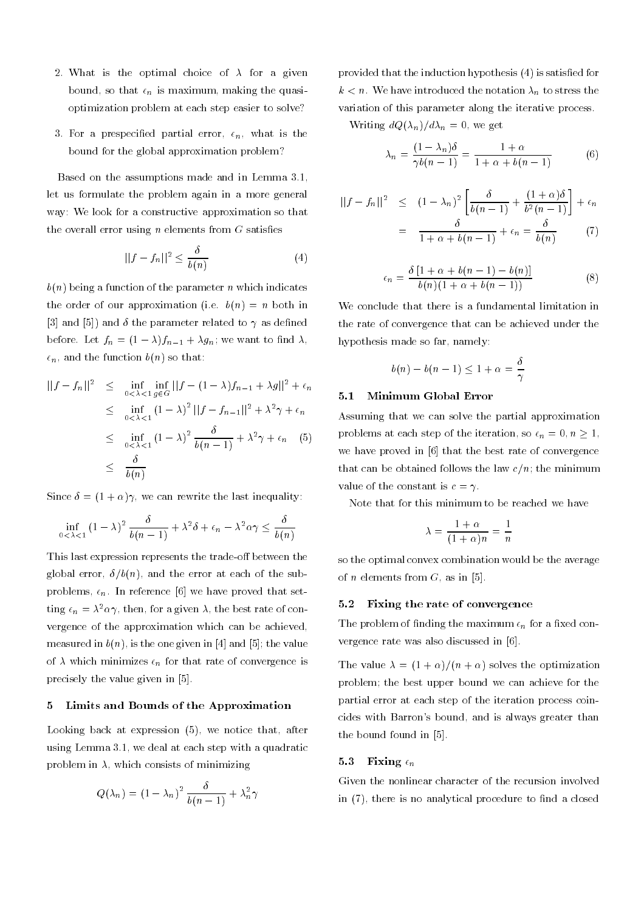2. What is the optimal choice of $\lambda$ for a given bound, so that $\epsilon_n$ is maximum, making the quasi-optimization problem at each step easier to solve?

3. For a prespecified partial error, $\epsilon_n$, what is the bound for the global approximation problem?

Based on the assumptions made and in Lemma 3.1, let us formulate the problem again in a more general way: We look for a constructive approximation so that the overall error using $n$ elements from $G$ satisfies

$$||f - f_n||^2 \leq \frac{\delta}{b(n)} \tag{4}$$

$b(n)$ being a function of the parameter $n$ which indicates the order of our approximation (i.e. $b(n) = n$ both in [3] and [5]) and $\delta$ the parameter related to $\gamma$ as defined before. Let $f_n = (1-\lambda)f_{n-1} + \lambda g_n$; we want to find $\lambda$, $\epsilon_n$, and the function $b(n)$ so that:

$$\begin{aligned}
||f - f_n||^2 &\leq \inf_{0<\lambda<1} \inf_{g \in G} ||f - (1-\lambda)f_{n-1} + \lambda g||^2 + \epsilon_n \\
&\leq \inf_{0<\lambda<1} (1-\lambda)^2 ||f - f_{n-1}||^2 + \lambda^2 \gamma + \epsilon_n \\
&\leq \inf_{0<\lambda<1} (1-\lambda)^2 \frac{\delta}{b(n-1)} + \lambda^2 \gamma + \epsilon_n \qquad (5) \\
&\leq \frac{\delta}{b(n)}
\end{aligned}$$

Since $\delta = (1+\alpha)\gamma$, we can rewrite the last inequality:

$$\inf_{0<\lambda<1} (1-\lambda)^2 \frac{\delta}{b(n-1)} + \lambda^2 \delta + \epsilon_n - \lambda^2 \alpha \gamma \leq \frac{\delta}{b(n)}$$

This last expression represents the trade-off between the global error, $\delta / b(n)$, and the error at each of the sub-problems, $\epsilon_n$. In reference [6] we have proved that setting $\epsilon_n = \lambda^2 \alpha \gamma$, then, for a given $\lambda$, the best rate of convergence of the approximation which can be achieved, measured in $b(n)$, is the one given in [4] and [5]; the value of $\lambda$ which minimizes $\epsilon_n$ for that rate of convergence is precisely the value given in [5].

## 5 Limits and Bounds of the Approximation

Looking back at expression (5), we notice that, after using Lemma 3.1, we deal at each step with a quadratic problem in $\lambda$, which consists of minimizing

$$Q(\lambda_n) = (1-\lambda_n)^2 \frac{\delta}{b(n-1)} + \lambda_n^2 \gamma$$

provided that the induction hypothesis (4) is satisfied for $k < n$. We have introduced the notation $\lambda_n$ to stress the variation of this parameter along the iterative process.

Writing $dQ(\lambda_n)/d\lambda_n = 0$, we get

$$\lambda_n = \frac{(1-\lambda_n)\delta}{\gamma b(n-1)} = \frac{1+\alpha}{1+\alpha+b(n-1)} \tag{6}$$

$$\begin{aligned}
||f - f_n||^2 &\leq (1-\lambda_n)^2 \left[ \frac{\delta}{b(n-1)} + \frac{(1+\alpha)\delta}{b^2(n-1)} \right] + \epsilon_n \\
&= \frac{\delta}{1+\alpha+b(n-1)} + \epsilon_n = \frac{\delta}{b(n)} \qquad (7)
\end{aligned}$$

$$\epsilon_n = \frac{\delta\,[1+\alpha+b(n-1)-b(n)]}{b(n)(1+\alpha+b(n-1))} \tag{8}$$

We conclude that there is a fundamental limitation in the rate of convergence that can be achieved under the hypothesis made so far, namely:

$$b(n) - b(n-1) \leq 1 + \alpha = \frac{\delta}{\gamma}$$

### 5.1 Minimum Global Error

Assuming that we can solve the partial approximation problems at each step of the iteration, so $\epsilon_n = 0, n \geq 1$, we have proved in [6] that the best rate of convergence that can be obtained follows the law $c/n$; the minimum value of the constant is $c = \gamma$.

Note that for this minimum to be reached we have

$$\lambda = \frac{1+\alpha}{(1+\alpha)n} = \frac{1}{n}$$

so the optimal convex combination would be the average of $n$ elements from $G$, as in [5].

### 5.2 Fixing the rate of convergence

The problem of finding the maximum $\epsilon_n$ for a fixed convergence rate was also discussed in [6].

The value $\lambda = (1+\alpha)/(n+\alpha)$ solves the optimization problem; the best upper bound we can achieve for the partial error at each step of the iteration process coincides with Barron's bound, and is always greater than the bound found in [5].

### 5.3 Fixing $\epsilon_n$

Given the nonlinear character of the recursion involved in (7), there is no analytical procedure to find a closed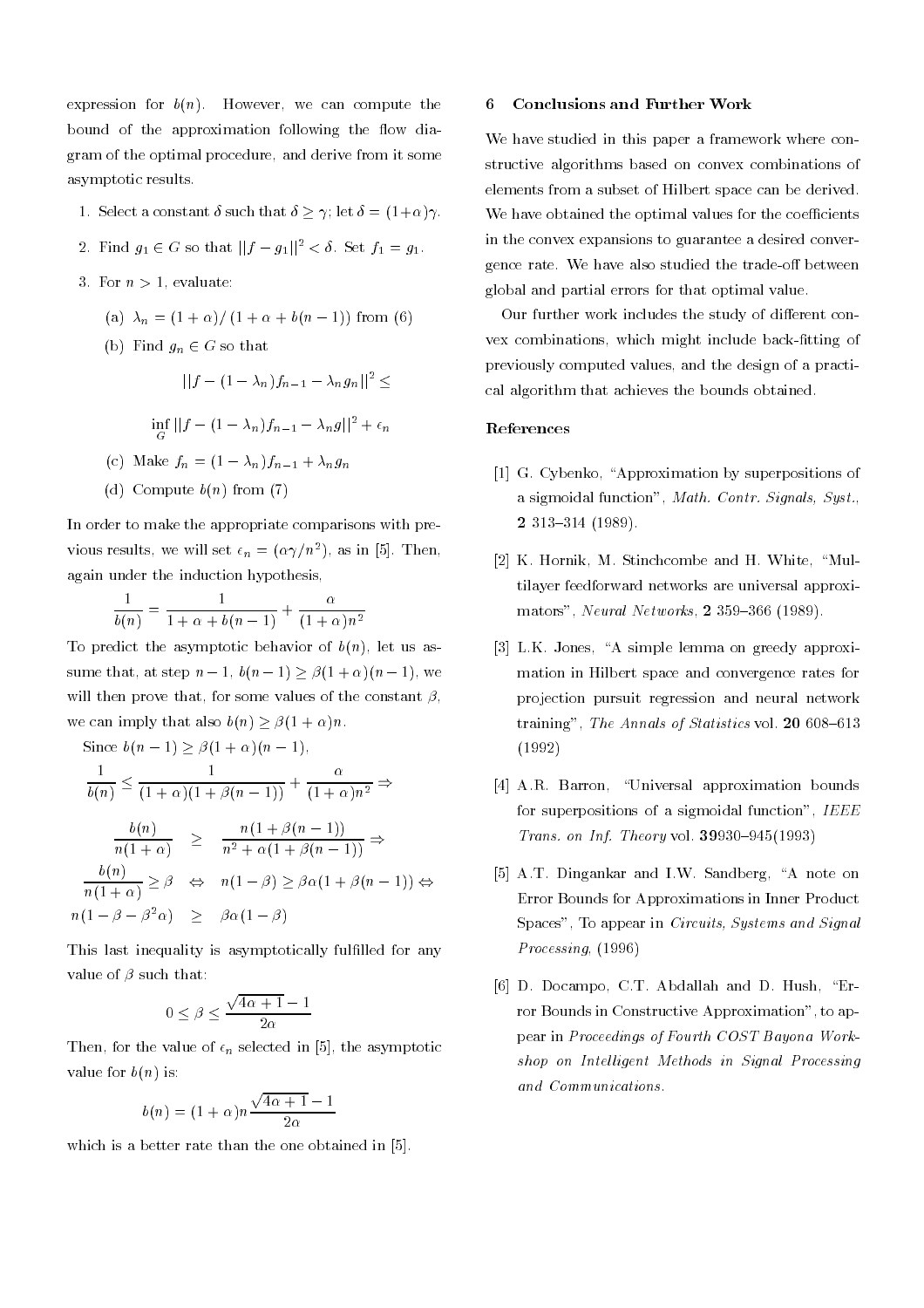expression for $b(n)$. However, we can compute the bound of the approximation following the flow diagram of the optimal procedure, and derive from it some asymptotic results.

1. Select a constant $\delta$ such that $\delta \geq \gamma$; let $\delta = (1+\alpha)\gamma$.
2. Find $g_1 \in G$ so that $||f - g_1||^2 < \delta$. Set $f_1 = g_1$.
3. For $n > 1$, evaluate:
   (a) $\lambda_n = (1+\alpha)/\left(1+\alpha+b(n-1)\right)$ from (6)
   (b) Find $g_n \in G$ so that
   $$||f - (1-\lambda_n)f_{n-1} - \lambda_n g_n||^2 \leq$$
   $$\inf_G ||f - (1-\lambda_n)f_{n-1} - \lambda_n g||^2 + \epsilon_n$$
   (c) Make $f_n = (1-\lambda_n)f_{n-1} + \lambda_n g_n$
   (d) Compute $b(n)$ from (7)

In order to make the appropriate comparisons with previous results, we will set $\epsilon_n = (\alpha\gamma/n^2)$, as in [5]. Then, again under the induction hypothesis,

$$\frac{1}{b(n)} = \frac{1}{1+\alpha+b(n-1)} + \frac{\alpha}{(1+\alpha)n^2}$$

To predict the asymptotic behavior of $b(n)$, let us assume that, at step $n-1$, $b(n-1) \geq \beta(1+\alpha)(n-1)$, we will then prove that, for some values of the constant $\beta$, we can imply that also $b(n) \geq \beta(1+\alpha)n$.

Since $b(n-1) \geq \beta(1+\alpha)(n-1)$,

$$\frac{1}{b(n)} \leq \frac{1}{(1+\alpha)(1+\beta(n-1))} + \frac{\alpha}{(1+\alpha)n^2} \Rightarrow$$

$$\frac{b(n)}{n(1+\alpha)} \geq \frac{n(1+\beta(n-1))}{n^2+\alpha(1+\beta(n-1))} \Rightarrow$$

$$\frac{b(n)}{n(1+\alpha)} \geq \beta \Leftrightarrow n(1-\beta) \geq \beta\alpha(1+\beta(n-1)) \Leftrightarrow$$

$$n(1-\beta-\beta^2\alpha) \geq \beta\alpha(1-\beta)$$

This last inequality is asymptotically fulfilled for any value of $\beta$ such that:

$$0 \leq \beta \leq \frac{\sqrt{4\alpha+1}-1}{2\alpha}$$

Then, for the value of $\epsilon_n$ selected in [5], the asymptotic value for $b(n)$ is:

$$b(n) = (1+\alpha)n\frac{\sqrt{4\alpha+1}-1}{2\alpha}$$

which is a better rate than the one obtained in [5].

## 6 Conclusions and Further Work

We have studied in this paper a framework where constructive algorithms based on convex combinations of elements from a subset of Hilbert space can be derived. We have obtained the optimal values for the coefficients in the convex expansions to guarantee a desired convergence rate. We have also studied the trade-off between global and partial errors for that optimal value.

Our further work includes the study of different convex combinations, which might include back-fitting of previously computed values, and the design of a practical algorithm that achieves the bounds obtained.

## References

[1] G. Cybenko, "Approximation by superpositions of a sigmoidal function", *Math. Contr. Signals, Syst.*, **2** 313–314 (1989).

[2] K. Hornik, M. Stinchcombe and H. White, "Multilayer feedforward networks are universal approximators", *Neural Networks*, **2** 359–366 (1989).

[3] L.K. Jones, "A simple lemma on greedy approximation in Hilbert space and convergence rates for projection pursuit regression and neural network training", *The Annals of Statistics* vol. **20** 608–613 (1992)

[4] A.R. Barron, "Universal approximation bounds for superpositions of a sigmoidal function", *IEEE Trans. on Inf. Theory* vol. **39**930–945(1993)

[5] A.T. Dingankar and I.W. Sandberg, "A note on Error Bounds for Approximations in Inner Product Spaces", To appear in *Circuits, Systems and Signal Processing*, (1996)

[6] D. Docampo, C.T. Abdallah and D. Hush, "Error Bounds in Constructive Approximation", to appear in *Proceedings of Fourth COST Bayona Workshop on Intelligent Methods in Signal Processing and Communications.*